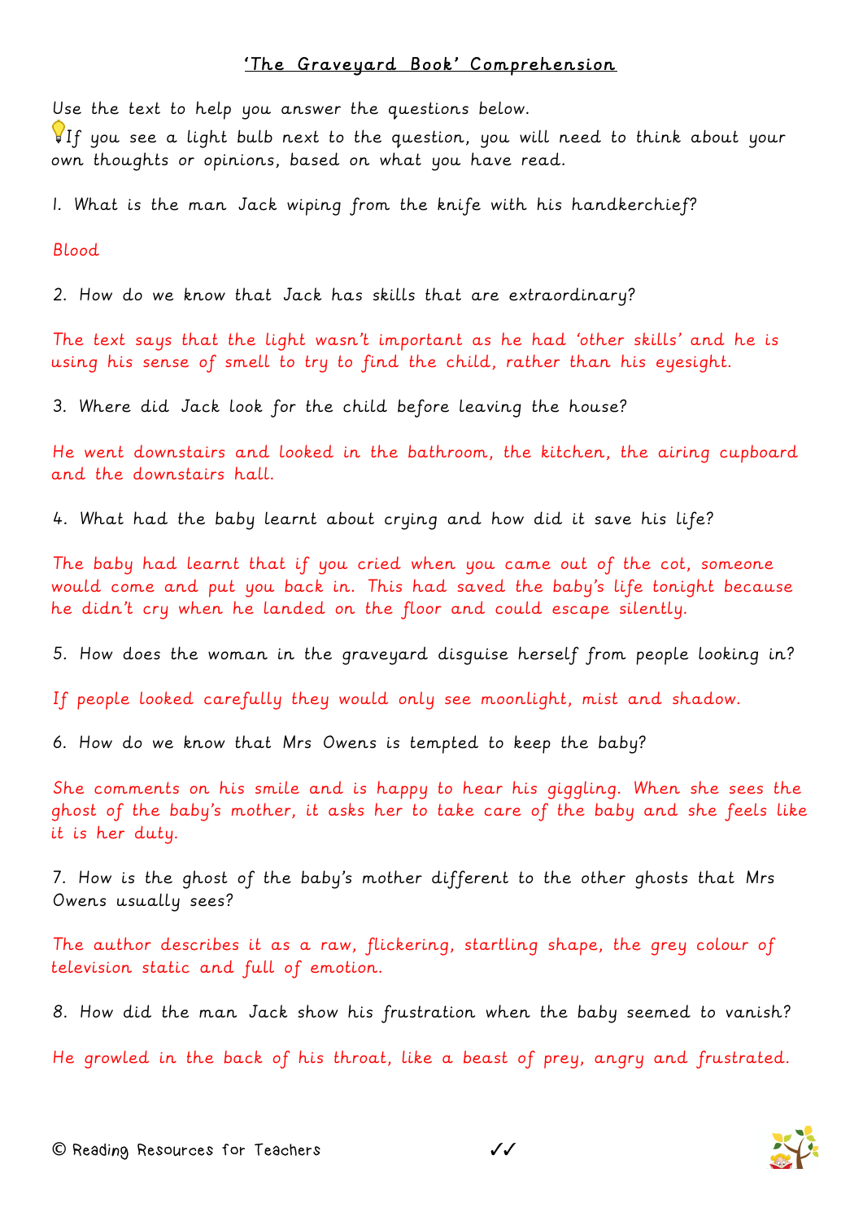# 'The Graveyard Book' Comprehension

Use the text to help you answer the questions below.

💡If you see a light bulb next to the question, you will need to think about your own thoughts or opinions, based on what you have read.

1. What is the man Jack wiping from the knife with his handkerchief?

Blood

2. How do we know that Jack has skills that are extraordinary?

The text says that the light wasn't important as he had 'other skills' and he is using his sense of smell to try to find the child, rather than his eyesight.

3. Where did Jack look for the child before leaving the house?

He went downstairs and looked in the bathroom, the kitchen, the airing cupboard and the downstairs hall.

4. What had the baby learnt about crying and how did it save his life?

The baby had learnt that if you cried when you came out of the cot, someone would come and put you back in. This had saved the baby's life tonight because he didn't cry when he landed on the floor and could escape silently.

5. How does the woman in the graveyard disguise herself from people looking in?

If people looked carefully they would only see moonlight, mist and shadow.

6. How do we know that Mrs Owens is tempted to keep the baby?

She comments on his smile and is happy to hear his giggling. When she sees the ghost of the baby's mother, it asks her to take care of the baby and she feels like it is her duty.

7. How is the ghost of the baby's mother different to the other ghosts that Mrs Owens usually sees?

The author describes it as a raw, flickering, startling shape, the grey colour of television static and full of emotion.

8. How did the man Jack show his frustration when the baby seemed to vanish?

He growled in the back of his throat, like a beast of prey, angry and frustrated.

© Reading Resources for Teachers ✓✓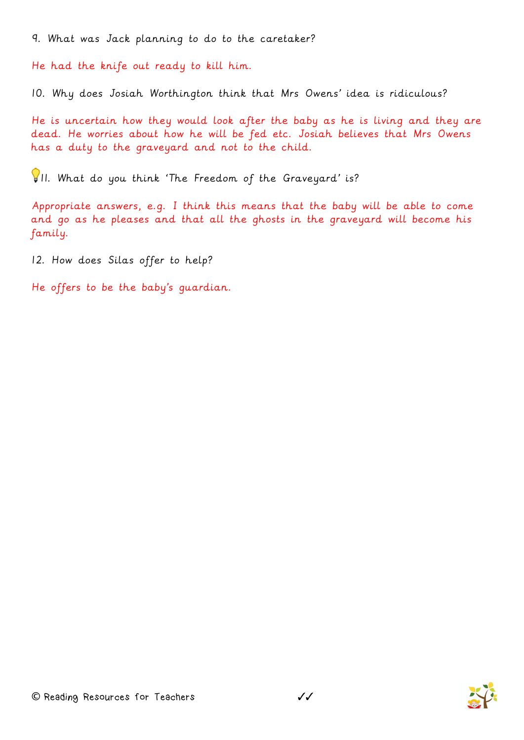9. What was Jack planning to do to the caretaker?

He had the knife out ready to kill him.

10. Why does Josiah Worthington think that Mrs Owens' idea is ridiculous?

He is uncertain how they would look after the baby as he is living and they are dead. He worries about how he will be fed etc. Josiah believes that Mrs Owens has a duty to the graveyard and not to the child.

11. What do you think 'The Freedom of the Graveyard' is?

Appropriate answers, e.g. I think this means that the baby will be able to come and go as he pleases and that all the ghosts in the graveyard will become his family.

12. How does Silas offer to help?

He offers to be the baby's guardian.